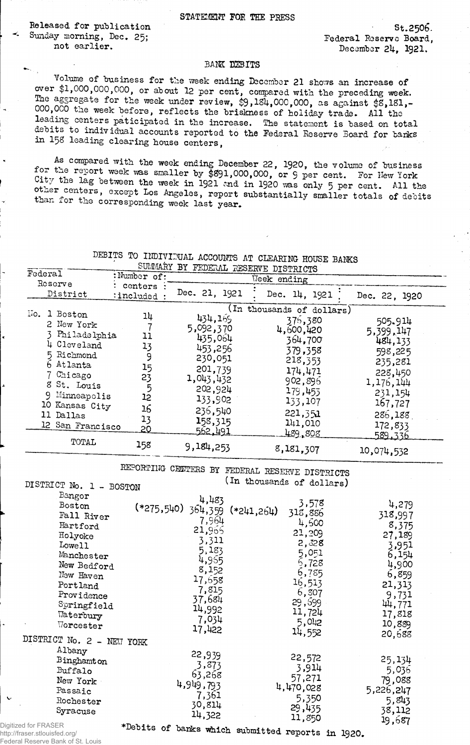STATEMENT FOR THE PRESS

Released for publication
Sunday morning, Dec. 25;
not earlier.

St.2506.
Federal Reserve Board,
December 24, 1921.

## BANK DEBITS

Volume of business for the week ending December 21 shows an increase of over $1,000,000,000, or about 12 per cent, compared with the preceding week. The aggregate for the week under review, $9,184,000,000, as against $8,181,000,000 the week before, reflects the briskness of holiday trade. All the leading centers paticipated in the increase. The statement is based on total debits to individual accounts reported to the Federal Reserve Board for banks in 158 leading clearing house centers,

As compared with the week ending December 22, 1920, the volume of business for the report week was smaller by $891,000,000, or 9 per cent. For New York City the lag between the week in 1921 and in 1920 was only 5 per cent. All the other centers, except Los Angeles, report substantially smaller totals of debits than for the corresponding week last year.

### DEBITS TO INDIVIDUAL ACCOUNTS AT CLEARING HOUSE BANKS
SUMMARY BY FEDERAL RESERVE DISTRICTS

| Federal Reserve District | Number of centers included | Week ending Dec. 21, 1921 | Week ending Dec. 14, 1921 | Week ending Dec. 22, 1920 |
|---|---|---|---|---|
| | | (In thousands of dollars) | | |
| No. 1 Boston | 14 | 434,169 | 376,380 | 505,914 |
| 2 New York | 7 | 5,092,370 | 4,600,420 | 5,399,147 |
| 3 Philadelphia | 11 | 435,064 | 364,700 | 484,133 |
| 4 Cleveland | 13 | 453,256 | 379,358 | 598,225 |
| 5 Richmond | 9 | 230,051 | 218,353 | 235,281 |
| 6 Atlanta | 15 | 201,739 | 174,471 | 228,450 |
| 7 Chicago | 23 | 1,043,432 | 902,896 | 1,176,144 |
| 8 St. Louis | 5 | 202,924 | 179,453 | 231,154 |
| 9 Minneapolis | 12 | 133,902 | 133,107 | 167,727 |
| 10 Kansas City | 16 | 236,540 | 221,351 | 286,188 |
| 11 Dallas | 13 | 158,315 | 141,010 | 172,833 |
| 12 San Francisco | 20 | 562,491 | 489,808 | 589,336 |
| TOTAL | 158 | 9,184,253 | 8,181,307 | 10,074,532 |

### REPORTING CENTERS BY FEDERAL RESERVE DISTRICTS
(In thousands of dollars)

| | Dec. 21, 1921 | Dec. 14, 1921 | Dec. 22, 1920 |
|---|---|---|---|
| **DISTRICT No. 1 - BOSTON** | | | |
| Bangor | 4,483 | 3,578 | 4,279 |
| Boston | (*275,540) 364,359 | (*241,264) 318,886 | 318,997 |
| Fall River | 7,964 | 4,600 | 8,375 |
| Hartford | 21,965 | 21,209 | 27,189 |
| Holyoke | 3,311 | 2,328 | 3,951 |
| Lowell | 5,183 | 5,051 | 6,154 |
| Manchester | 4,965 | 5,728 | 4,900 |
| New Bedford | 8,152 | 6,785 | 6,859 |
| New Haven | 17,658 | 16,513 | 21,313 |
| Portland | 7,815 | 6,807 | 9,731 |
| Providence | 37,684 | 29,699 | 44,771 |
| Springfield | 14,992 | 11,724 | 17,818 |
| Waterbury | 7,034 | 5,042 | 10,889 |
| Worcester | 17,422 | 14,552 | 20,688 |
| **DISTRICT No. 2 - NEW YORK** | | | |
| Albany | 22,939 | 22,572 | 25,134 |
| Binghamton | 3,873 | 3,914 | 5,036 |
| Buffalo | 63,268 | 57,271 | 79,088 |
| New York | 4,949,793 | 4,470,028 | 5,226,247 |
| Passaic | 7,361 | 5,350 | 5,843 |
| Rochester | 30,814 | 29,435 | 38,112 |
| Syracuse | 14,322 | 11,850 | 19,687 |

*Debits of banks which submitted reports in 1920.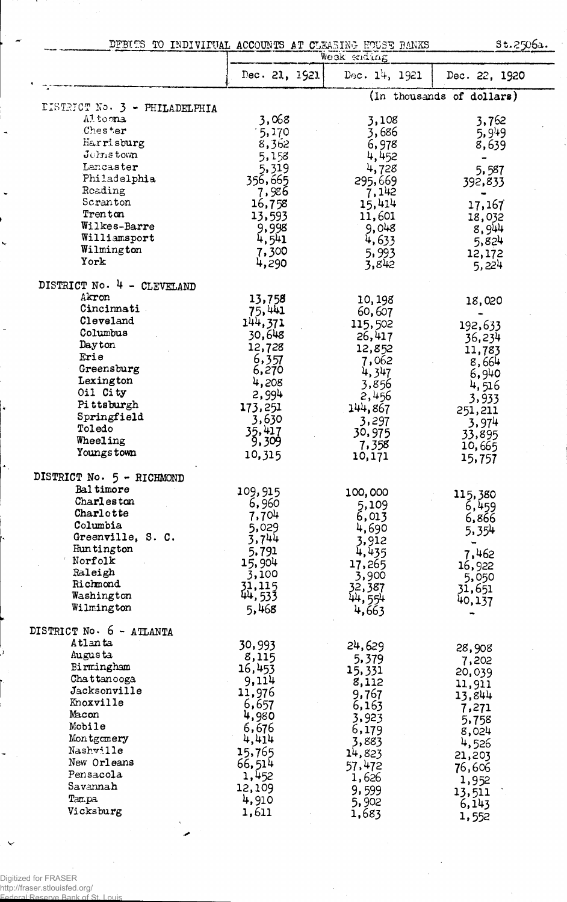DEBITS TO INDIVIDUAL ACCOUNTS AT CLEARING HOUSE BANKS

St.2506a.

| | Week ending | | |
|---|---|---|---|
| | Dec. 21, 1921 | Dec. 14, 1921 | Dec. 22, 1920 |
| | (In thousands of dollars) | | |
| **DISTRICT No. 3 - PHILADELPHIA** | | | |
| Altoona | 3,068 | 3,108 | 3,762 |
| Chester | 5,170 | 3,686 | 5,949 |
| Harrisburg | 8,362 | 6,978 | 8,639 |
| Johnstown | 5,158 | 4,452 | - |
| Lancaster | 5,319 | 4,728 | 5,587 |
| Philadelphia | 356,665 | 295,669 | 392,833 |
| Reading | 7,986 | 7,142 | - |
| Scranton | 16,758 | 15,414 | 17,167 |
| Trenton | 13,593 | 11,601 | 18,032 |
| Wilkes-Barre | 9,998 | 9,048 | 8,944 |
| Williamsport | 4,541 | 4,633 | 5,824 |
| Wilmington | 7,300 | 5,993 | 12,172 |
| York | 4,290 | 3,842 | 5,224 |
| **DISTRICT No. 4 - CLEVELAND** | | | |
| Akron | 13,758 | 10,198 | 18,020 |
| Cincinnati | 75,441 | 60,607 | - |
| Cleveland | 144,371 | 115,502 | 192,633 |
| Columbus | 30,648 | 26,417 | 36,234 |
| Dayton | 12,728 | 12,852 | 11,783 |
| Erie | 6,357 | 7,062 | 8,664 |
| Greensburg | 6,270 | 4,347 | 6,940 |
| Lexington | 4,208 | 3,856 | 4,516 |
| Oil City | 2,994 | 2,456 | 3,933 |
| Pittsburgh | 173,251 | 144,867 | 251,211 |
| Springfield | 3,630 | 3,297 | 3,974 |
| Toledo | 35,417 | 30,975 | 33,895 |
| Wheeling | 9,309 | 7,358 | 10,665 |
| Youngstown | 10,315 | 10,171 | 15,757 |
| **DISTRICT No. 5 - RICHMOND** | | | |
| Baltimore | 109,915 | 100,000 | 115,380 |
| Charleston | 6,960 | 5,109 | 6,459 |
| Charlotte | 7,704 | 6,013 | 6,866 |
| Columbia | 5,029 | 4,690 | 5,354 |
| Greenville, S. C. | 3,744 | 3,912 | - |
| Huntington | 5,791 | 4,435 | 7,462 |
| Norfolk | 15,904 | 17,265 | 16,922 |
| Raleigh | 3,100 | 3,900 | 5,050 |
| Richmond | 31,115 | 32,387 | 31,651 |
| Washington | 44,533 | 44,554 | 40,137 |
| Wilmington | 5,468 | 4,663 | - |
| **DISTRICT No. 6 - ATLANTA** | | | |
| Atlanta | 30,993 | 24,629 | 28,908 |
| Augusta | 8,115 | 5,379 | 7,202 |
| Birmingham | 16,453 | 15,331 | 20,039 |
| Chattanooga | 9,114 | 8,112 | 11,911 |
| Jacksonville | 11,976 | 9,767 | 13,844 |
| Knoxville | 6,657 | 6,163 | 7,271 |
| Macon | 4,980 | 3,923 | 5,758 |
| Mobile | 6,676 | 6,179 | 8,024 |
| Montgomery | 4,414 | 3,883 | 4,526 |
| Nashville | 15,765 | 14,823 | 21,203 |
| New Orleans | 66,514 | 57,472 | 76,606 |
| Pensacola | 1,452 | 1,626 | 1,952 |
| Savannah | 12,109 | 9,599 | 13,511 |
| Tampa | 4,910 | 5,902 | 6,143 |
| Vicksburg | 1,611 | 1,683 | 1,552 |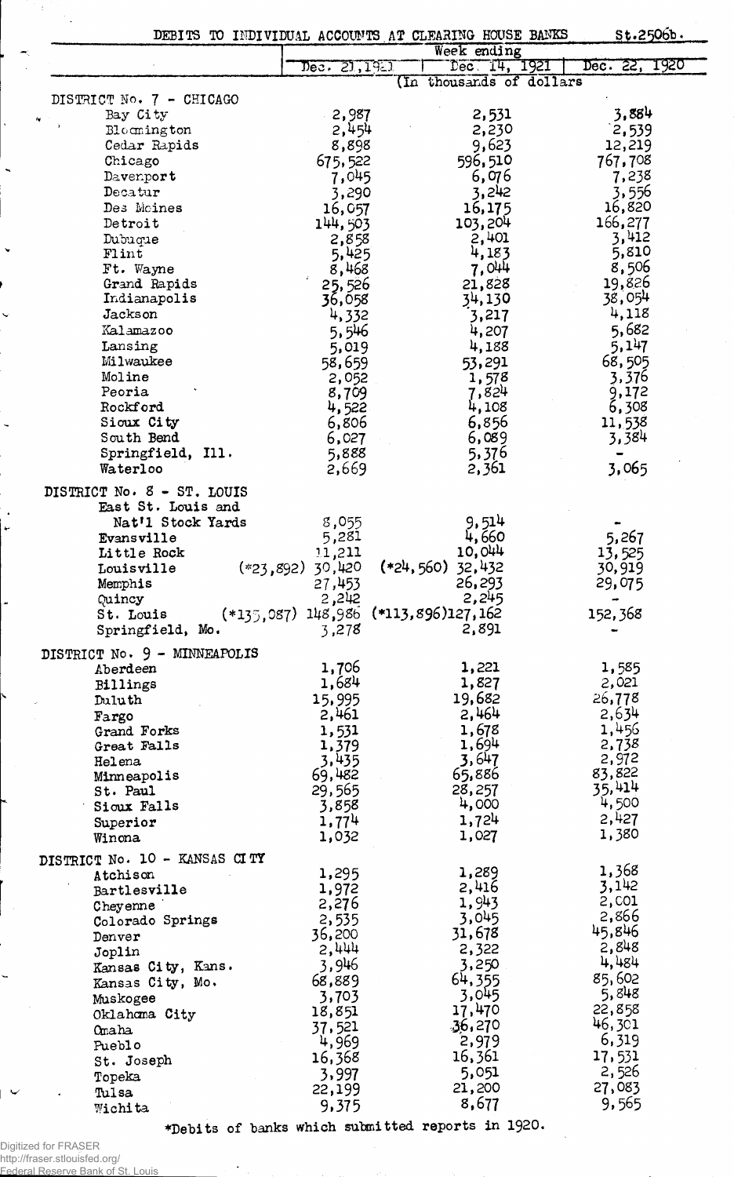DEBITS TO INDIVIDUAL ACCOUNTS AT CLEARING HOUSE BANKS St.2506b.

| | Week ending | | |
|---|---|---|---|
| | Dec. 21, 1921 | Dec. 14, 1921 | Dec. 22, 1920 |
| | (In thousands of dollars) | | |
| **DISTRICT No. 7 - CHICAGO** | | | |
| Bay City | 2,987 | 2,531 | 3,884 |
| Bloomington | 2,454 | 2,230 | 2,539 |
| Cedar Rapids | 8,898 | 9,623 | 12,219 |
| Chicago | 675,522 | 596,510 | 767,708 |
| Davenport | 7,045 | 6,076 | 7,238 |
| Decatur | 3,290 | 3,242 | 3,556 |
| Des Moines | 16,057 | 16,175 | 16,820 |
| Detroit | 144,503 | 103,204 | 166,277 |
| Dubuque | 2,858 | 2,401 | 3,412 |
| Flint | 5,425 | 4,183 | 5,810 |
| Ft. Wayne | 8,468 | 7,044 | 8,506 |
| Grand Rapids | 25,526 | 21,828 | 19,826 |
| Indianapolis | 36,058 | 34,130 | 38,054 |
| Jackson | 4,332 | 3,217 | 4,118 |
| Kalamazoo | 5,546 | 4,207 | 5,682 |
| Lansing | 5,019 | 4,188 | 5,147 |
| Milwaukee | 58,659 | 53,291 | 68,505 |
| Moline | 2,052 | 1,578 | 3,376 |
| Peoria | 8,709 | 7,824 | 9,172 |
| Rockford | 4,522 | 4,108 | 6,308 |
| Sioux City | 6,806 | 6,856 | 11,538 |
| South Bend | 6,027 | 6,089 | 3,384 |
| Springfield, Ill. | 5,888 | 5,376 | - |
| Waterloo | 2,669 | 2,361 | 3,065 |
| **DISTRICT No. 8 - ST. LOUIS** | | | |
| East St. Louis and Nat'l Stock Yards | 8,055 | 9,514 | - |
| Evansville | 5,281 | 4,660 | 5,267 |
| Little Rock | 11,211 | 10,044 | 13,525 |
| Louisville | (*23,892) 30,420 | (*24,560) 32,432 | 30,919 |
| Memphis | 27,453 | 26,293 | 29,075 |
| Quincy | 2,242 | 2,245 | - |
| St. Louis | (*135,087) 148,986 | (*113,896) 127,162 | 152,368 |
| Springfield, Mo. | 3,278 | 2,891 | - |
| **DISTRICT No. 9 - MINNEAPOLIS** | | | |
| Aberdeen | 1,706 | 1,221 | 1,585 |
| Billings | 1,684 | 1,827 | 2,021 |
| Duluth | 15,995 | 19,682 | 26,778 |
| Fargo | 2,461 | 2,464 | 2,634 |
| Grand Forks | 1,531 | 1,678 | 1,456 |
| Great Falls | 1,379 | 1,694 | 2,738 |
| Helena | 3,435 | 3,647 | 2,972 |
| Minneapolis | 69,482 | 65,886 | 83,822 |
| St. Paul | 29,565 | 28,257 | 35,414 |
| Sioux Falls | 3,858 | 4,000 | 4,500 |
| Superior | 1,774 | 1,724 | 2,427 |
| Winona | 1,032 | 1,027 | 1,380 |
| **DISTRICT No. 10 - KANSAS CITY** | | | |
| Atchison | 1,295 | 1,289 | 1,368 |
| Bartlesville | 1,972 | 2,416 | 3,142 |
| Cheyenne | 2,276 | 1,943 | 2,001 |
| Colorado Springs | 2,535 | 3,045 | 2,866 |
| Denver | 36,200 | 31,678 | 45,846 |
| Joplin | 2,444 | 2,322 | 2,848 |
| Kansas City, Kans. | 3,946 | 3,250 | 4,484 |
| Kansas City, Mo. | 68,889 | 64,355 | 85,602 |
| Muskogee | 3,703 | 3,045 | 5,848 |
| Oklahoma City | 18,851 | 17,470 | 22,858 |
| Omaha | 37,521 | 36,270 | 46,301 |
| Pueblo | 4,969 | 2,979 | 6,319 |
| St. Joseph | 16,368 | 16,361 | 17,531 |
| Topeka | 3,997 | 5,051 | 2,526 |
| Tulsa | 22,199 | 21,200 | 27,083 |
| Wichita | 9,375 | 8,677 | 9,565 |

*Debits of banks which submitted reports in 1920.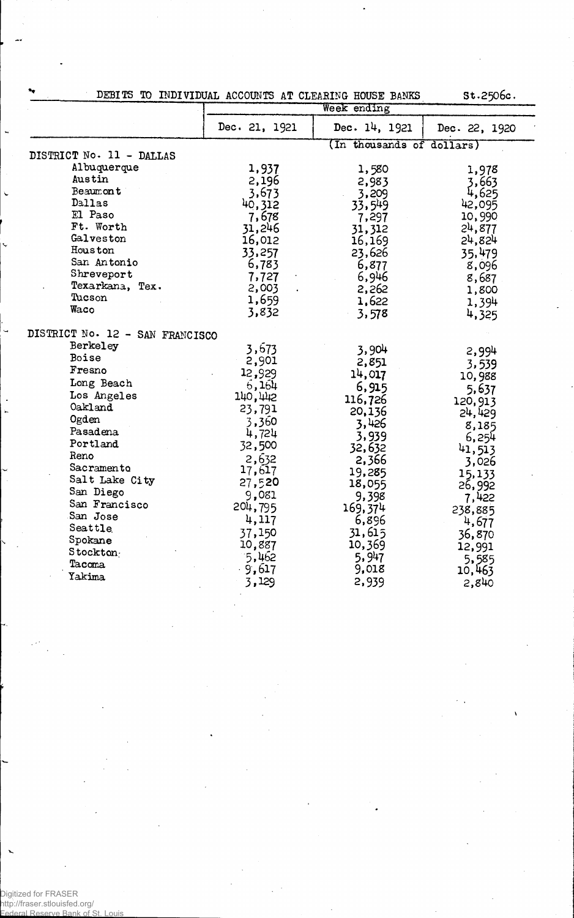# DEBITS TO INDIVIDUAL ACCOUNTS AT CLEARING HOUSE BANKS

St.2506c.

| | Week ending | | |
|---|---|---|---|
| | Dec. 21, 1921 | Dec. 14, 1921 | Dec. 22, 1920 |
| | (In thousands of dollars) | | |
| **DISTRICT No. 11 - DALLAS** | | | |
| Albuquerque | 1,937 | 1,580 | 1,978 |
| Austin | 2,196 | 2,983 | 3,663 |
| Beaumont | 3,673 | 3,209 | 4,625 |
| Dallas | 40,312 | 33,549 | 42,095 |
| El Paso | 7,678 | 7,297 | 10,990 |
| Ft. Worth | 31,246 | 31,312 | 24,877 |
| Galveston | 16,012 | 16,169 | 24,824 |
| Houston | 33,257 | 23,626 | 35,479 |
| San Antonio | 6,783 | 6,877 | 8,096 |
| Shreveport | 7,727 | 6,946 | 8,687 |
| Texarkana, Tex. | 2,003 | 2,262 | 1,800 |
| Tucson | 1,659 | 1,622 | 1,394 |
| Waco | 3,832 | 3,578 | 4,325 |
| **DISTRICT No. 12 - SAN FRANCISCO** | | | |
| Berkeley | 3,673 | 3,904 | 2,994 |
| Boise | 2,901 | 2,851 | 3,539 |
| Fresno | 12,929 | 14,017 | 10,988 |
| Long Beach | 6,164 | 6,915 | 5,637 |
| Los Angeles | 140,442 | 116,726 | 120,913 |
| Oakland | 23,791 | 20,136 | 24,429 |
| Ogden | 3,360 | 3,426 | 8,185 |
| Pasadena | 4,724 | 3,939 | 6,254 |
| Portland | 32,500 | 32,632 | 41,513 |
| Reno | 2,632 | 2,366 | 3,026 |
| Sacramento | 17,617 | 19,285 | 15,133 |
| Salt Lake City | 27,520 | 18,055 | 26,992 |
| San Diego | 9,081 | 9,398 | 7,422 |
| San Francisco | 204,795 | 169,374 | 238,885 |
| San Jose | 4,117 | 6,896 | 4,677 |
| Seattle | 37,150 | 31,615 | 36,870 |
| Spokane | 10,887 | 10,369 | 12,991 |
| Stockton | 5,462 | 5,947 | 5,585 |
| Tacoma | 9,617 | 9,018 | 10,463 |
| Yakima | 3,129 | 2,939 | 2,840 |